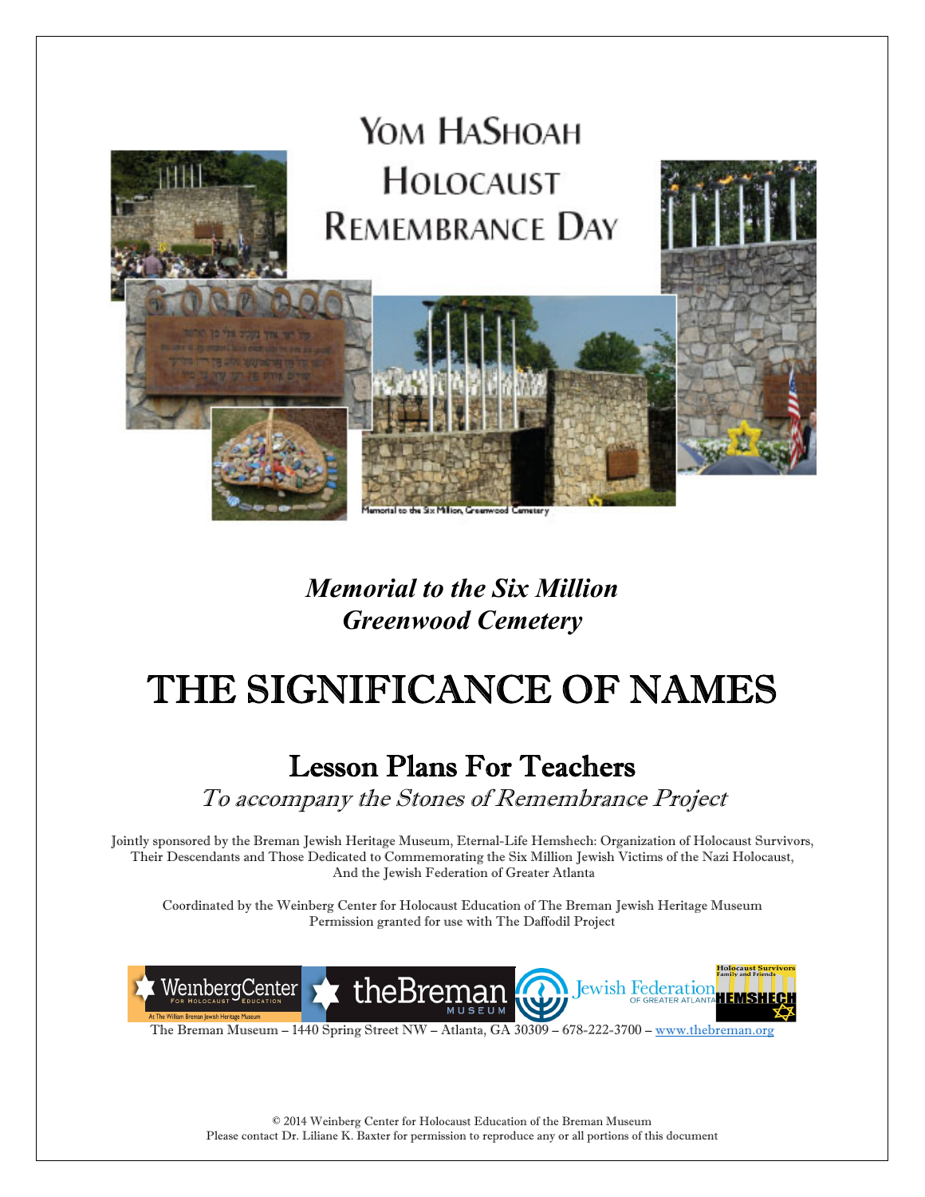# Yom HaShoah Holocaust Remembrance Day

Memorial to the Six Million, Greenwood Cemetery

*Memorial to the Six Million*
*Greenwood Cemetery*

# THE SIGNIFICANCE OF NAMES

## Lesson Plans For Teachers

*To accompany the Stones of Remembrance Project*

Jointly sponsored by the Breman Jewish Heritage Museum, Eternal-Life Hemshech: Organization of Holocaust Survivors, Their Descendants and Those Dedicated to Commemorating the Six Million Jewish Victims of the Nazi Holocaust, And the Jewish Federation of Greater Atlanta

Coordinated by the Weinberg Center for Holocaust Education of The Breman Jewish Heritage Museum
Permission granted for use with The Daffodil Project

The Breman Museum – 1440 Spring Street NW – Atlanta, GA 30309 – 678-222-3700 – www.thebreman.org

© 2014 Weinberg Center for Holocaust Education of the Breman Museum
Please contact Dr. Liliane K. Baxter for permission to reproduce any or all portions of this document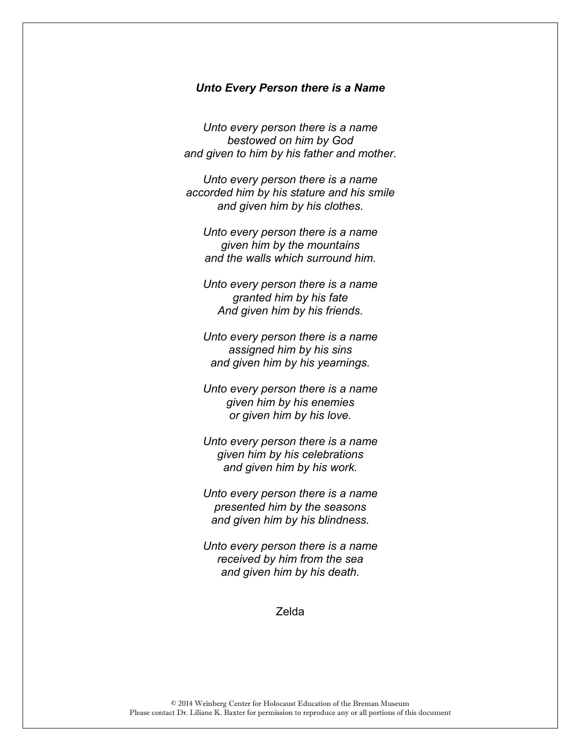### *Unto Every Person there is a Name*

*Unto every person there is a name*
*bestowed on him by God*
*and given to him by his father and mother.*

*Unto every person there is a name*
*accorded him by his stature and his smile*
*and given him by his clothes.*

*Unto every person there is a name*
*given him by the mountains*
*and the walls which surround him.*

*Unto every person there is a name*
*granted him by his fate*
*And given him by his friends.*

*Unto every person there is a name*
*assigned him by his sins*
*and given him by his yearnings.*

*Unto every person there is a name*
*given him by his enemies*
*or given him by his love.*

*Unto every person there is a name*
*given him by his celebrations*
*and given him by his work.*

*Unto every person there is a name*
*presented him by the seasons*
*and given him by his blindness.*

*Unto every person there is a name*
*received by him from the sea*
*and given him by his death.*

Zelda

© 2014 Weinberg Center for Holocaust Education of the Breman Museum
Please contact Dr. Liliane K. Baxter for permission to reproduce any or all portions of this document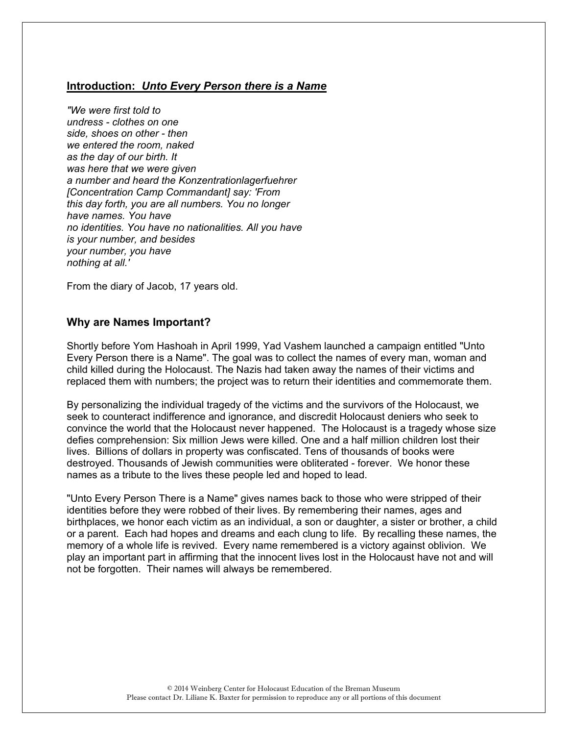## Introduction: ***Unto Every Person there is a Name***

*"We were first told to*
*undress - clothes on one*
*side, shoes on other - then*
*we entered the room, naked*
*as the day of our birth. It*
*was here that we were given*
*a number and heard the Konzentrationlagerfuehrer*
*[Concentration Camp Commandant] say: 'From*
*this day forth, you are all numbers. You no longer*
*have names. You have*
*no identities. You have no nationalities. All you have*
*is your number, and besides*
*your number, you have*
*nothing at all.'*

From the diary of Jacob, 17 years old.

### Why are Names Important?

Shortly before Yom Hashoah in April 1999, Yad Vashem launched a campaign entitled "Unto Every Person there is a Name". The goal was to collect the names of every man, woman and child killed during the Holocaust. The Nazis had taken away the names of their victims and replaced them with numbers; the project was to return their identities and commemorate them.

By personalizing the individual tragedy of the victims and the survivors of the Holocaust, we seek to counteract indifference and ignorance, and discredit Holocaust deniers who seek to convince the world that the Holocaust never happened. The Holocaust is a tragedy whose size defies comprehension: Six million Jews were killed. One and a half million children lost their lives. Billions of dollars in property was confiscated. Tens of thousands of books were destroyed. Thousands of Jewish communities were obliterated - forever. We honor these names as a tribute to the lives these people led and hoped to lead.

"Unto Every Person There is a Name" gives names back to those who were stripped of their identities before they were robbed of their lives. By remembering their names, ages and birthplaces, we honor each victim as an individual, a son or daughter, a sister or brother, a child or a parent. Each had hopes and dreams and each clung to life. By recalling these names, the memory of a whole life is revived. Every name remembered is a victory against oblivion. We play an important part in affirming that the innocent lives lost in the Holocaust have not and will not be forgotten. Their names will always be remembered.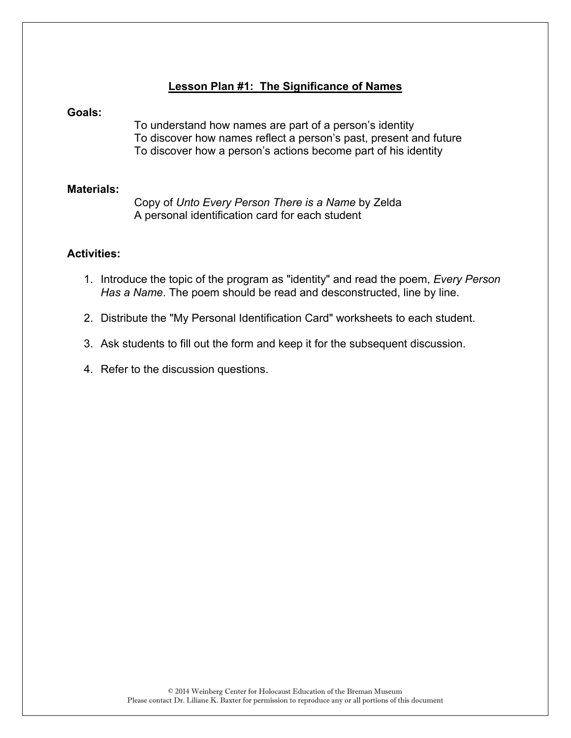# Lesson Plan #1: The Significance of Names

**Goals:**

To understand how names are part of a person's identity
To discover how names reflect a person's past, present and future
To discover how a person's actions become part of his identity

**Materials:**

Copy of *Unto Every Person There is a Name* by Zelda
A personal identification card for each student

**Activities:**

1. Introduce the topic of the program as "identity" and read the poem, *Every Person Has a Name*. The poem should be read and desconstructed, line by line.
2. Distribute the "My Personal Identification Card" worksheets to each student.
3. Ask students to fill out the form and keep it for the subsequent discussion.
4. Refer to the discussion questions.

© 2014 Weinberg Center for Holocaust Education of the Breman Museum
Please contact Dr. Liliane K. Baxter for permission to reproduce any or all portions of this document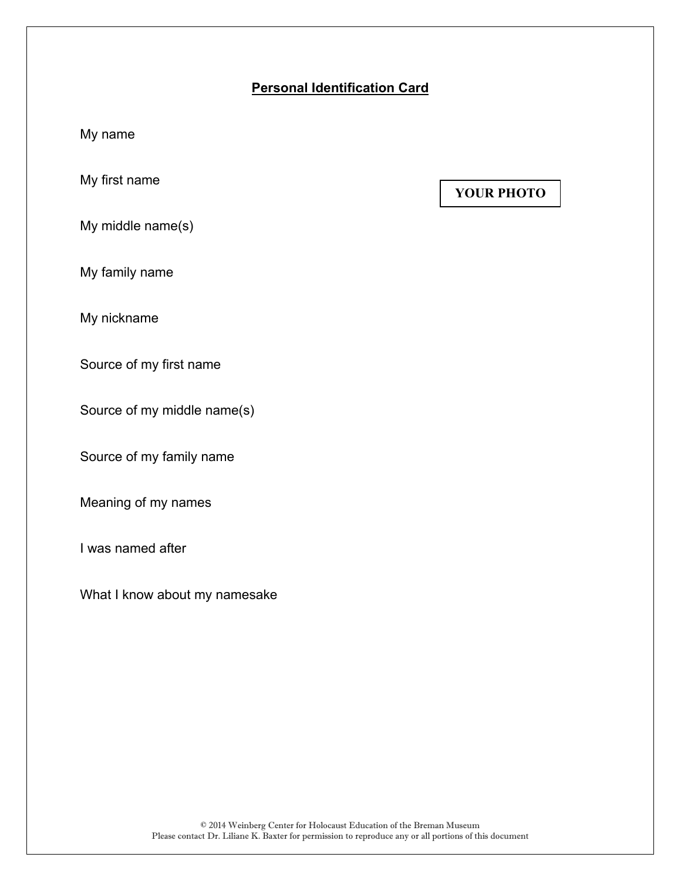## Personal Identification Card

My name

My first name

YOUR PHOTO

My middle name(s)

My family name

My nickname

Source of my first name

Source of my middle name(s)

Source of my family name

Meaning of my names

I was named after

What I know about my namesake

© 2014 Weinberg Center for Holocaust Education of the Breman Museum
Please contact Dr. Liliane K. Baxter for permission to reproduce any or all portions of this document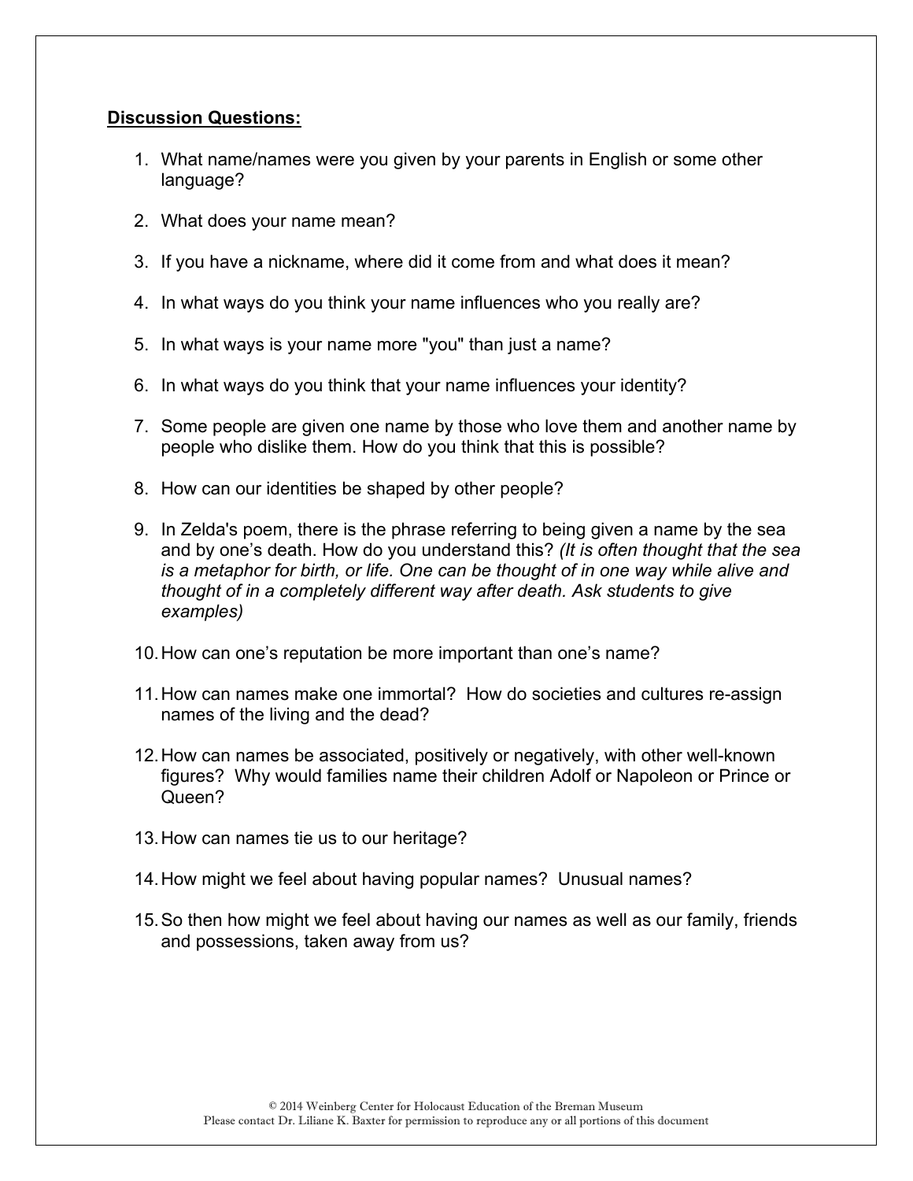**Discussion Questions:**

1. What name/names were you given by your parents in English or some other language?

2. What does your name mean?

3. If you have a nickname, where did it come from and what does it mean?

4. In what ways do you think your name influences who you really are?

5. In what ways is your name more "you" than just a name?

6. In what ways do you think that your name influences your identity?

7. Some people are given one name by those who love them and another name by people who dislike them. How do you think that this is possible?

8. How can our identities be shaped by other people?

9. In Zelda's poem, there is the phrase referring to being given a name by the sea and by one's death. How do you understand this? *(It is often thought that the sea is a metaphor for birth, or life. One can be thought of in one way while alive and thought of in a completely different way after death. Ask students to give examples)*

10. How can one's reputation be more important than one's name?

11. How can names make one immortal? How do societies and cultures re-assign names of the living and the dead?

12. How can names be associated, positively or negatively, with other well-known figures? Why would families name their children Adolf or Napoleon or Prince or Queen?

13. How can names tie us to our heritage?

14. How might we feel about having popular names? Unusual names?

15. So then how might we feel about having our names as well as our family, friends and possessions, taken away from us?

© 2014 Weinberg Center for Holocaust Education of the Breman Museum
Please contact Dr. Liliane K. Baxter for permission to reproduce any or all portions of this document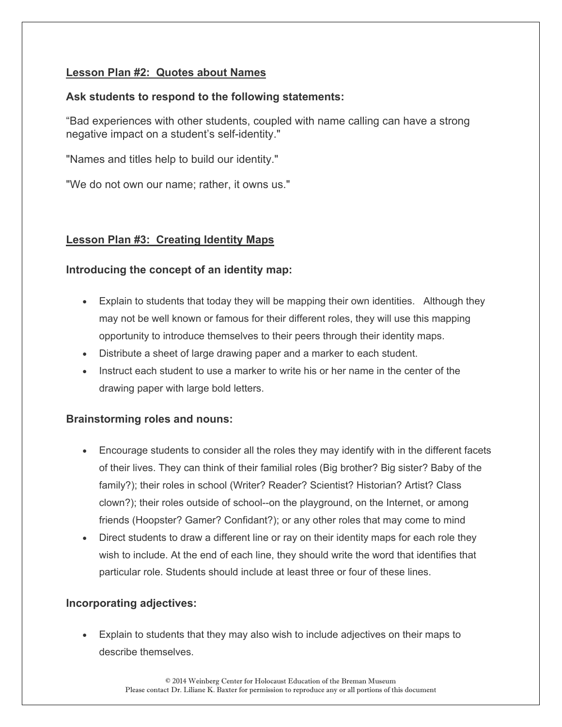## Lesson Plan #2: Quotes about Names

### Ask students to respond to the following statements:

"Bad experiences with other students, coupled with name calling can have a strong negative impact on a student's self-identity."

"Names and titles help to build our identity."

"We do not own our name; rather, it owns us."

## Lesson Plan #3: Creating Identity Maps

### Introducing the concept of an identity map:

- Explain to students that today they will be mapping their own identities. Although they may not be well known or famous for their different roles, they will use this mapping opportunity to introduce themselves to their peers through their identity maps.
- Distribute a sheet of large drawing paper and a marker to each student.
- Instruct each student to use a marker to write his or her name in the center of the drawing paper with large bold letters.

### Brainstorming roles and nouns:

- Encourage students to consider all the roles they may identify with in the different facets of their lives. They can think of their familial roles (Big brother? Big sister? Baby of the family?); their roles in school (Writer? Reader? Scientist? Historian? Artist? Class clown?); their roles outside of school--on the playground, on the Internet, or among friends (Hoopster? Gamer? Confidant?); or any other roles that may come to mind
- Direct students to draw a different line or ray on their identity maps for each role they wish to include. At the end of each line, they should write the word that identifies that particular role. Students should include at least three or four of these lines.

### Incorporating adjectives:

- Explain to students that they may also wish to include adjectives on their maps to describe themselves.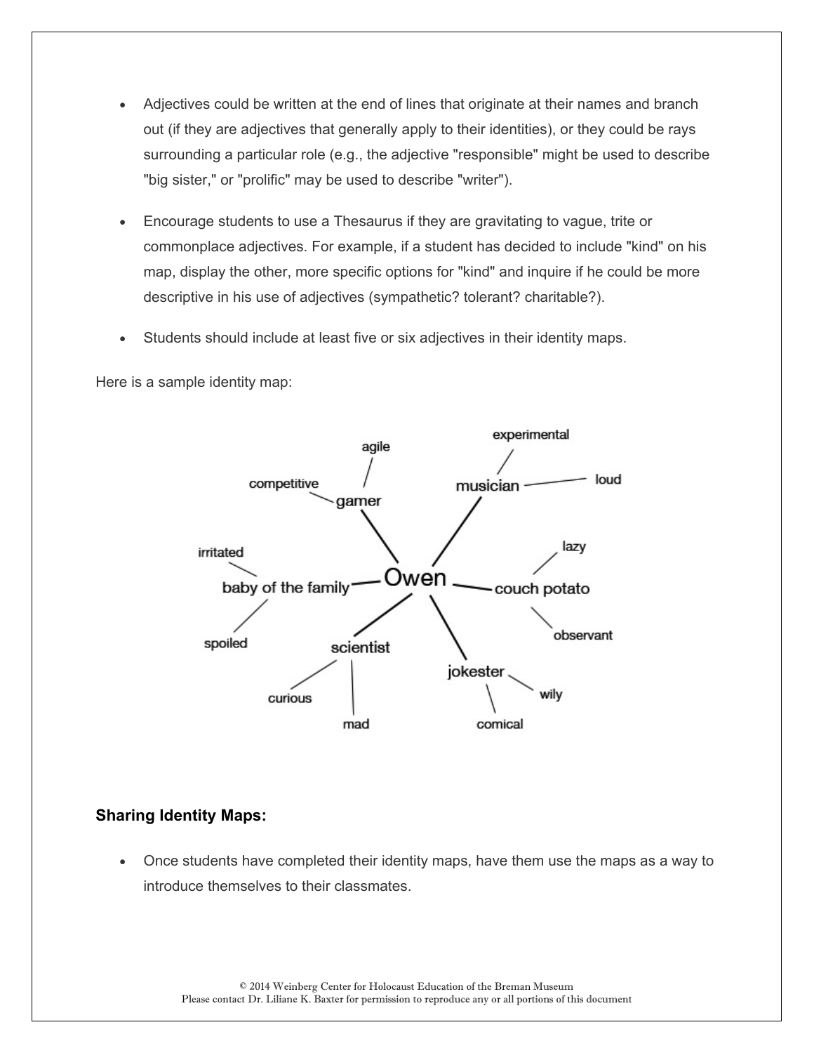- Adjectives could be written at the end of lines that originate at their names and branch out (if they are adjectives that generally apply to their identities), or they could be rays surrounding a particular role (e.g., the adjective "responsible" might be used to describe "big sister," or "prolific" may be used to describe "writer").
- Encourage students to use a Thesaurus if they are gravitating to vague, trite or commonplace adjectives. For example, if a student has decided to include "kind" on his map, display the other, more specific options for "kind" and inquire if he could be more descriptive in his use of adjectives (sympathetic? tolerant? charitable?).
- Students should include at least five or six adjectives in their identity maps.

Here is a sample identity map:

- Owen
  - gamer
    - agile
    - competitive
  - musician
    - experimental
    - loud
  - couch potato
    - lazy
    - observant
  - jokester
    - wily
    - comical
  - scientist
    - curious
    - mad
  - baby of the family
    - irritated
    - spoiled

**Sharing Identity Maps:**

- Once students have completed their identity maps, have them use the maps as a way to introduce themselves to their classmates.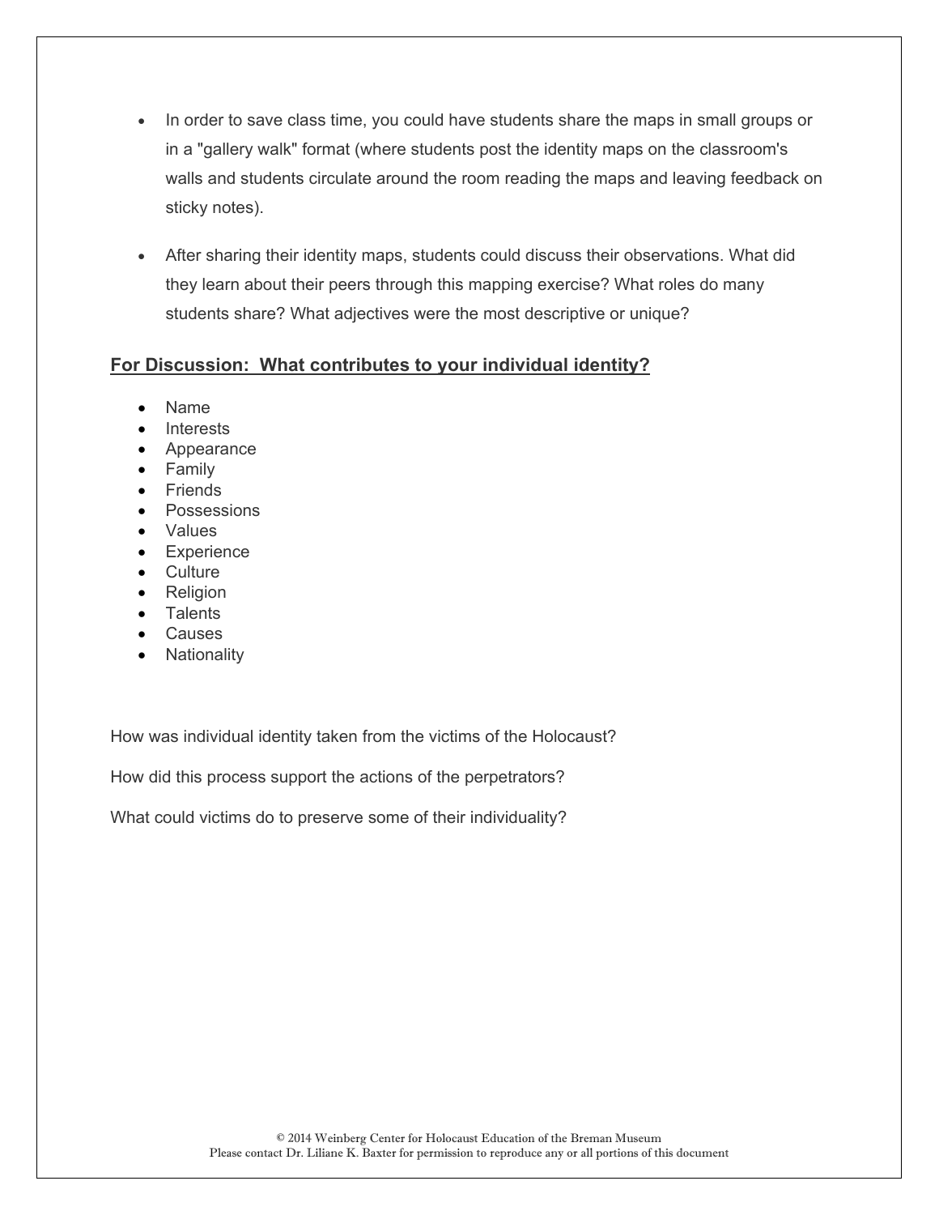- In order to save class time, you could have students share the maps in small groups or in a "gallery walk" format (where students post the identity maps on the classroom's walls and students circulate around the room reading the maps and leaving feedback on sticky notes).

- After sharing their identity maps, students could discuss their observations. What did they learn about their peers through this mapping exercise? What roles do many students share? What adjectives were the most descriptive or unique?

**For Discussion: What contributes to your individual identity?**

- Name
- Interests
- Appearance
- Family
- Friends
- Possessions
- Values
- Experience
- Culture
- Religion
- Talents
- Causes
- Nationality

How was individual identity taken from the victims of the Holocaust?

How did this process support the actions of the perpetrators?

What could victims do to preserve some of their individuality?

© 2014 Weinberg Center for Holocaust Education of the Breman Museum
Please contact Dr. Liliane K. Baxter for permission to reproduce any or all portions of this document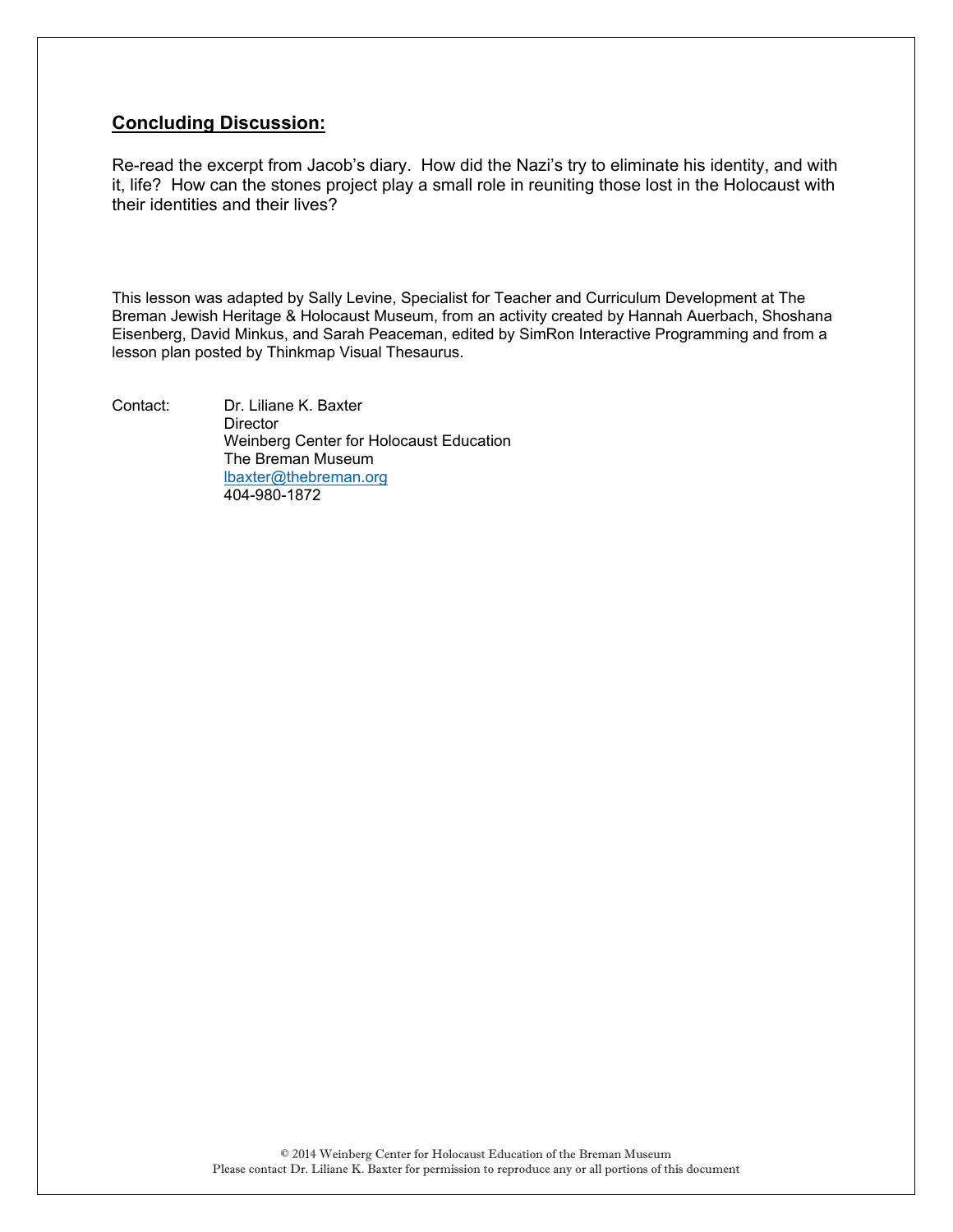## Concluding Discussion:

Re-read the excerpt from Jacob's diary. How did the Nazi's try to eliminate his identity, and with it, life? How can the stones project play a small role in reuniting those lost in the Holocaust with their identities and their lives?

This lesson was adapted by Sally Levine, Specialist for Teacher and Curriculum Development at The Breman Jewish Heritage & Holocaust Museum, from an activity created by Hannah Auerbach, Shoshana Eisenberg, David Minkus, and Sarah Peaceman, edited by SimRon Interactive Programming and from a lesson plan posted by Thinkmap Visual Thesaurus.

Contact: Dr. Liliane K. Baxter
Director
Weinberg Center for Holocaust Education
The Breman Museum
lbaxter@thebreman.org
404-980-1872

© 2014 Weinberg Center for Holocaust Education of the Breman Museum
Please contact Dr. Liliane K. Baxter for permission to reproduce any or all portions of this document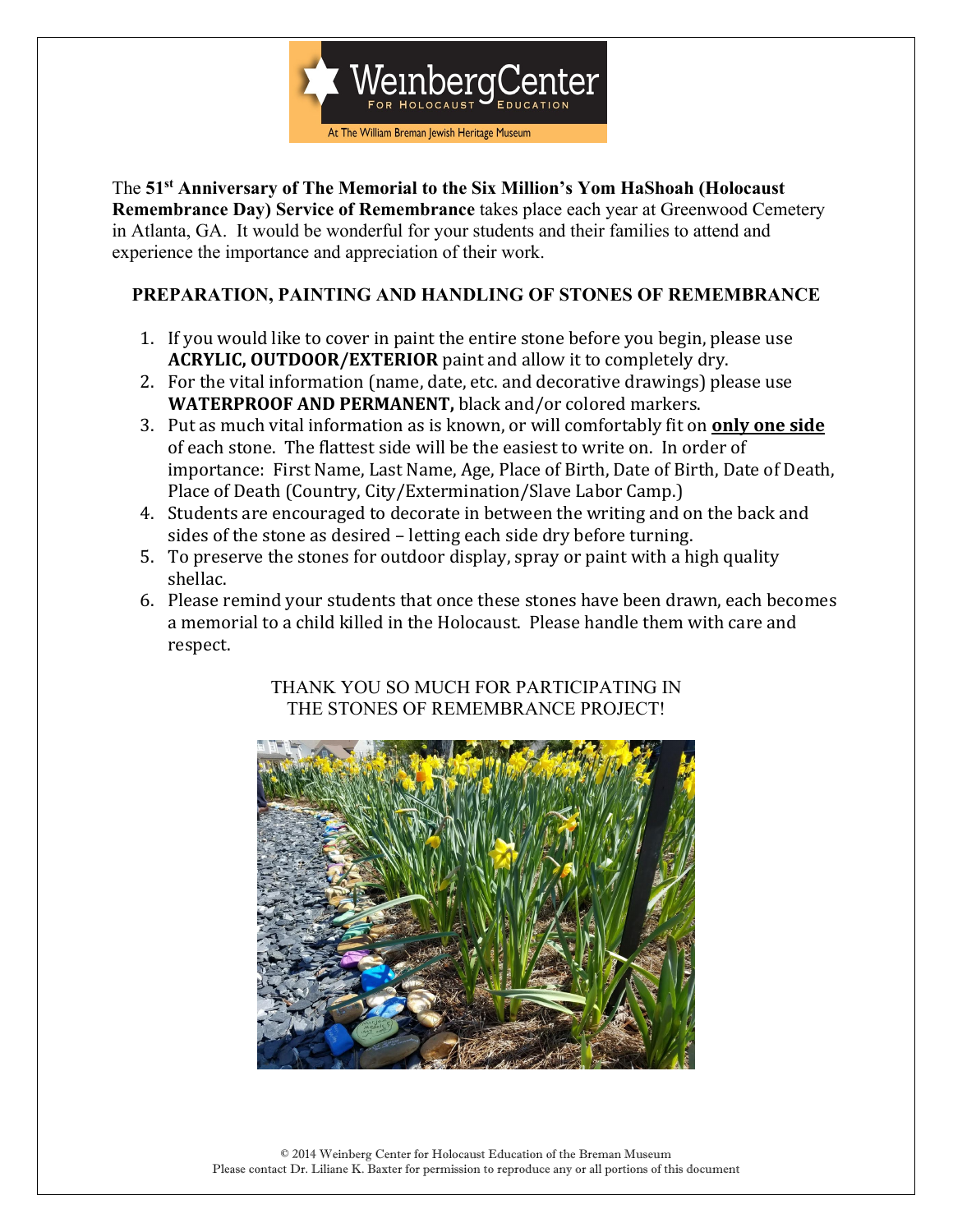The **51st Anniversary of The Memorial to the Six Million's Yom HaShoah (Holocaust Remembrance Day) Service of Remembrance** takes place each year at Greenwood Cemetery in Atlanta, GA. It would be wonderful for your students and their families to attend and experience the importance and appreciation of their work.

## PREPARATION, PAINTING AND HANDLING OF STONES OF REMEMBRANCE

1. If you would like to cover in paint the entire stone before you begin, please use **ACRYLIC, OUTDOOR/EXTERIOR** paint and allow it to completely dry.
2. For the vital information (name, date, etc. and decorative drawings) please use **WATERPROOF AND PERMANENT,** black and/or colored markers.
3. Put as much vital information as is known, or will comfortably fit on **only one side** of each stone. The flattest side will be the easiest to write on. In order of importance: First Name, Last Name, Age, Place of Birth, Date of Birth, Date of Death, Place of Death (Country, City/Extermination/Slave Labor Camp.)
4. Students are encouraged to decorate in between the writing and on the back and sides of the stone as desired – letting each side dry before turning.
5. To preserve the stones for outdoor display, spray or paint with a high quality shellac.
6. Please remind your students that once these stones have been drawn, each becomes a memorial to a child killed in the Holocaust. Please handle them with care and respect.

THANK YOU SO MUCH FOR PARTICIPATING IN THE STONES OF REMEMBRANCE PROJECT!

© 2014 Weinberg Center for Holocaust Education of the Breman Museum
Please contact Dr. Liliane K. Baxter for permission to reproduce any or all portions of this document